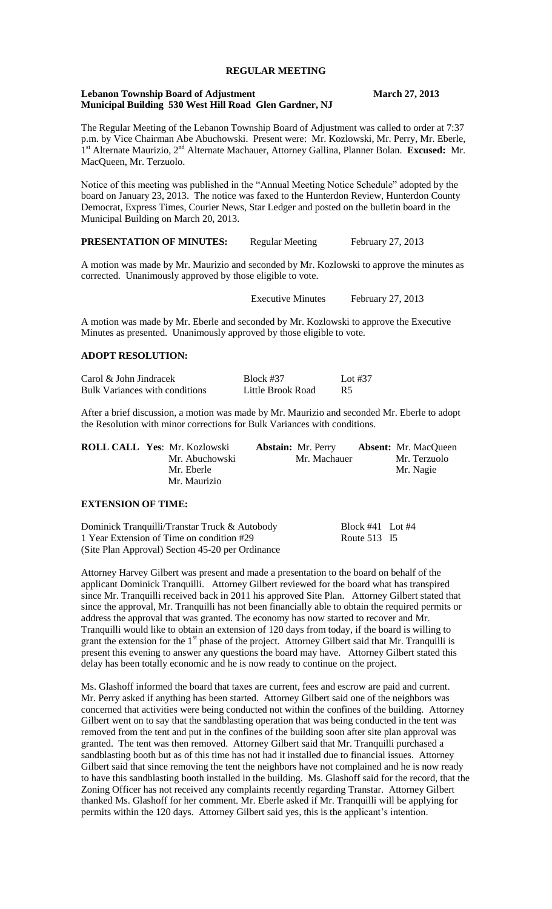# REGULAR MEETING

**Lebanon Township Board of Adjustment** **March 27, 2013**
**Municipal Building 530 West Hill Road Glen Gardner, NJ**

The Regular Meeting of the Lebanon Township Board of Adjustment was called to order at 7:37 p.m. by Vice Chairman Abe Abuchowski. Present were: Mr. Kozlowski, Mr. Perry, Mr. Eberle, 1st Alternate Maurizio, 2nd Alternate Machauer, Attorney Gallina, Planner Bolan. **Excused:** Mr. MacQueen, Mr. Terzuolo.

Notice of this meeting was published in the "Annual Meeting Notice Schedule" adopted by the board on January 23, 2013. The notice was faxed to the Hunterdon Review, Hunterdon County Democrat, Express Times, Courier News, Star Ledger and posted on the bulletin board in the Municipal Building on March 20, 2013.

**PRESENTATION OF MINUTES:** Regular Meeting February 27, 2013

A motion was made by Mr. Maurizio and seconded by Mr. Kozlowski to approve the minutes as corrected. Unanimously approved by those eligible to vote.

Executive Minutes February 27, 2013

A motion was made by Mr. Eberle and seconded by Mr. Kozlowski to approve the Executive Minutes as presented. Unanimously approved by those eligible to vote.

**ADOPT RESOLUTION:**

| | | |
|---|---|---|
| Carol & John Jindracek | Block #37 | Lot #37 |
| Bulk Variances with conditions | Little Brook Road | R5 |

After a brief discussion, a motion was made by Mr. Maurizio and seconded Mr. Eberle to adopt the Resolution with minor corrections for Bulk Variances with conditions.

| **ROLL CALL** | **Yes**: | **Abstain:** | **Absent:** |
|---|---|---|---|
| | Mr. Kozlowski | Mr. Perry | Mr. MacQueen |
| | Mr. Abuchowski | Mr. Machauer | Mr. Terzuolo |
| | Mr. Eberle | | Mr. Nagie |
| | Mr. Maurizio | | |

**EXTENSION OF TIME:**

| | |
|---|---|
| Dominick Tranquilli/Transtar Truck & Autobody | Block #41 Lot #4 |
| 1 Year Extension of Time on condition #29 | Route 513 I5 |
| (Site Plan Approval) Section 45-20 per Ordinance | |

Attorney Harvey Gilbert was present and made a presentation to the board on behalf of the applicant Dominick Tranquilli. Attorney Gilbert reviewed for the board what has transpired since Mr. Tranquilli received back in 2011 his approved Site Plan. Attorney Gilbert stated that since the approval, Mr. Tranquilli has not been financially able to obtain the required permits or address the approval that was granted. The economy has now started to recover and Mr. Tranquilli would like to obtain an extension of 120 days from today, if the board is willing to grant the extension for the 1st phase of the project. Attorney Gilbert said that Mr. Tranquilli is present this evening to answer any questions the board may have. Attorney Gilbert stated this delay has been totally economic and he is now ready to continue on the project.

Ms. Glashoff informed the board that taxes are current, fees and escrow are paid and current. Mr. Perry asked if anything has been started. Attorney Gilbert said one of the neighbors was concerned that activities were being conducted not within the confines of the building. Attorney Gilbert went on to say that the sandblasting operation that was being conducted in the tent was removed from the tent and put in the confines of the building soon after site plan approval was granted. The tent was then removed. Attorney Gilbert said that Mr. Tranquilli purchased a sandblasting booth but as of this time has not had it installed due to financial issues. Attorney Gilbert said that since removing the tent the neighbors have not complained and he is now ready to have this sandblasting booth installed in the building. Ms. Glashoff said for the record, that the Zoning Officer has not received any complaints recently regarding Transtar. Attorney Gilbert thanked Ms. Glashoff for her comment. Mr. Eberle asked if Mr. Tranquilli will be applying for permits within the 120 days. Attorney Gilbert said yes, this is the applicant's intention.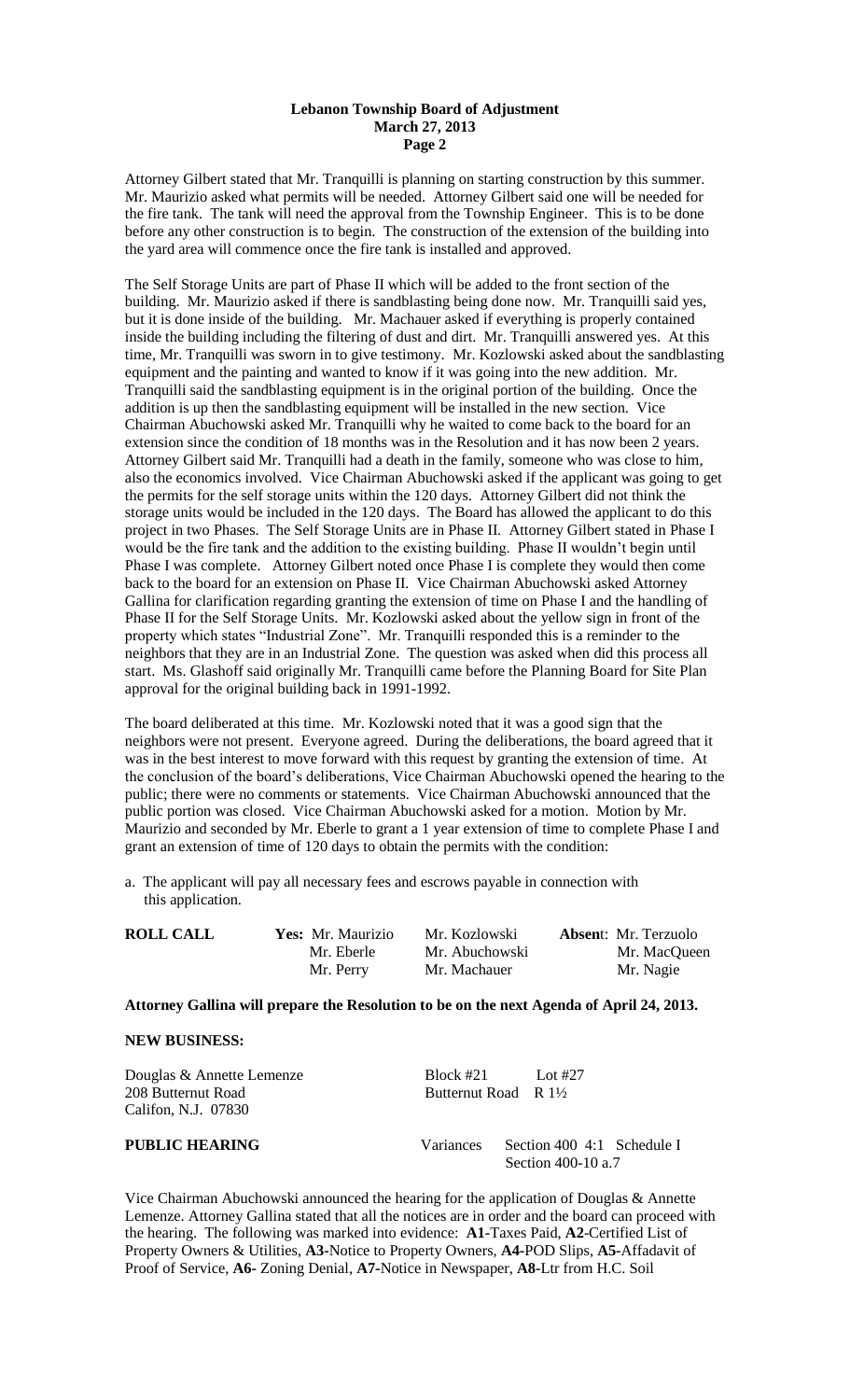Attorney Gilbert stated that Mr. Tranquilli is planning on starting construction by this summer. Mr. Maurizio asked what permits will be needed. Attorney Gilbert said one will be needed for the fire tank. The tank will need the approval from the Township Engineer. This is to be done before any other construction is to begin. The construction of the extension of the building into the yard area will commence once the fire tank is installed and approved.

The Self Storage Units are part of Phase II which will be added to the front section of the building. Mr. Maurizio asked if there is sandblasting being done now. Mr. Tranquilli said yes, but it is done inside of the building. Mr. Machauer asked if everything is properly contained inside the building including the filtering of dust and dirt. Mr. Tranquilli answered yes. At this time, Mr. Tranquilli was sworn in to give testimony. Mr. Kozlowski asked about the sandblasting equipment and the painting and wanted to know if it was going into the new addition. Mr. Tranquilli said the sandblasting equipment is in the original portion of the building. Once the addition is up then the sandblasting equipment will be installed in the new section. Vice Chairman Abuchowski asked Mr. Tranquilli why he waited to come back to the board for an extension since the condition of 18 months was in the Resolution and it has now been 2 years. Attorney Gilbert said Mr. Tranquilli had a death in the family, someone who was close to him, also the economics involved. Vice Chairman Abuchowski asked if the applicant was going to get the permits for the self storage units within the 120 days. Attorney Gilbert did not think the storage units would be included in the 120 days. The Board has allowed the applicant to do this project in two Phases. The Self Storage Units are in Phase II. Attorney Gilbert stated in Phase I would be the fire tank and the addition to the existing building. Phase II wouldn't begin until Phase I was complete. Attorney Gilbert noted once Phase I is complete they would then come back to the board for an extension on Phase II. Vice Chairman Abuchowski asked Attorney Gallina for clarification regarding granting the extension of time on Phase I and the handling of Phase II for the Self Storage Units. Mr. Kozlowski asked about the yellow sign in front of the property which states "Industrial Zone". Mr. Tranquilli responded this is a reminder to the neighbors that they are in an Industrial Zone. The question was asked when did this process all start. Ms. Glashoff said originally Mr. Tranquilli came before the Planning Board for Site Plan approval for the original building back in 1991-1992.

The board deliberated at this time. Mr. Kozlowski noted that it was a good sign that the neighbors were not present. Everyone agreed. During the deliberations, the board agreed that it was in the best interest to move forward with this request by granting the extension of time. At the conclusion of the board's deliberations, Vice Chairman Abuchowski opened the hearing to the public; there were no comments or statements. Vice Chairman Abuchowski announced that the public portion was closed. Vice Chairman Abuchowski asked for a motion. Motion by Mr. Maurizio and seconded by Mr. Eberle to grant a 1 year extension of time to complete Phase I and grant an extension of time of 120 days to obtain the permits with the condition:

a. The applicant will pay all necessary fees and escrows payable in connection with this application.

| **ROLL CALL** | **Yes:** Mr. Maurizio | Mr. Kozlowski | **Absent**: Mr. Terzuolo |
|---|---|---|---|
| | Mr. Eberle | Mr. Abuchowski | Mr. MacQueen |
| | Mr. Perry | Mr. Machauer | Mr. Nagie |

**Attorney Gallina will prepare the Resolution to be on the next Agenda of April 24, 2013.**

**NEW BUSINESS:**

Douglas & Annette Lemenze — Block #21 Lot #27
208 Butternut Road — Butternut Road R 1½
Califon, N.J. 07830

**PUBLIC HEARING** — Variances Section 400 4:1 Schedule I
Section 400-10 a.7

Vice Chairman Abuchowski announced the hearing for the application of Douglas & Annette Lemenze. Attorney Gallina stated that all the notices are in order and the board can proceed with the hearing. The following was marked into evidence: **A1-**Taxes Paid, **A2-**Certified List of Property Owners & Utilities, **A3-**Notice to Property Owners, **A4-**POD Slips, **A5-**Affadavit of Proof of Service, **A6-** Zoning Denial, **A7-**Notice in Newspaper, **A8-**Ltr from H.C. Soil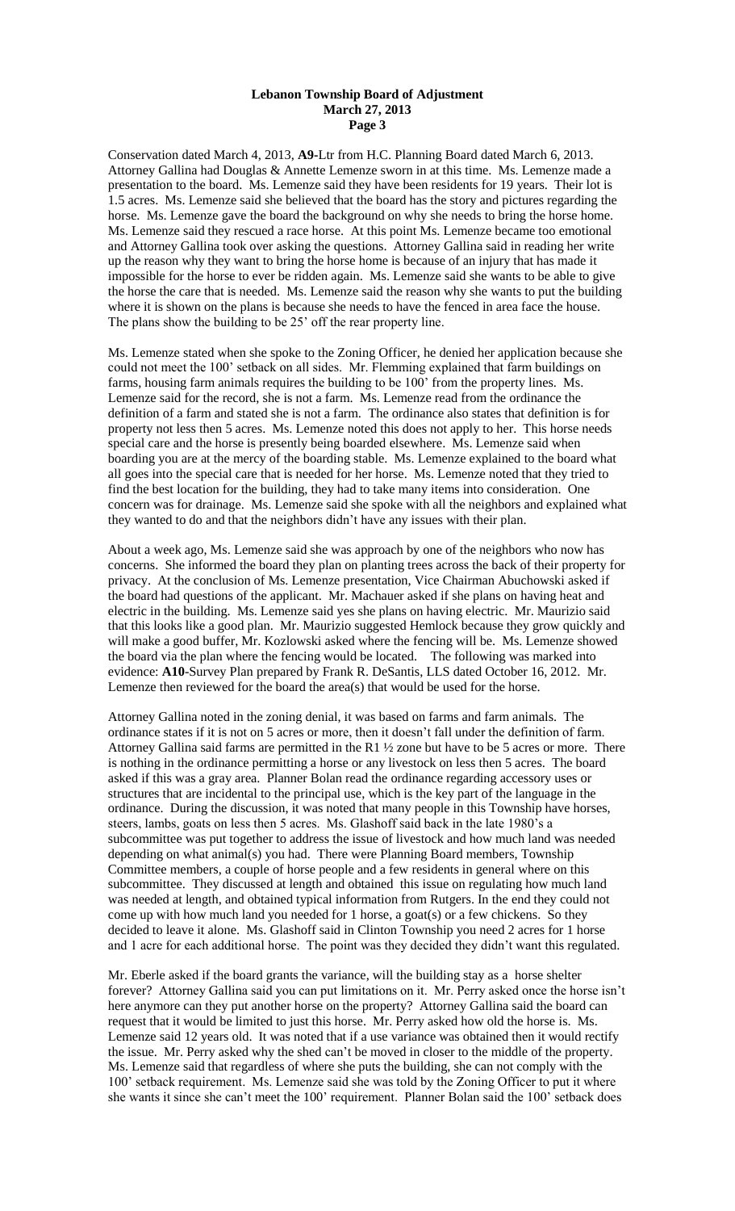Conservation dated March 4, 2013, **A9**-Ltr from H.C. Planning Board dated March 6, 2013. Attorney Gallina had Douglas & Annette Lemenze sworn in at this time. Ms. Lemenze made a presentation to the board. Ms. Lemenze said they have been residents for 19 years. Their lot is 1.5 acres. Ms. Lemenze said she believed that the board has the story and pictures regarding the horse. Ms. Lemenze gave the board the background on why she needs to bring the horse home. Ms. Lemenze said they rescued a race horse. At this point Ms. Lemenze became too emotional and Attorney Gallina took over asking the questions. Attorney Gallina said in reading her write up the reason why they want to bring the horse home is because of an injury that has made it impossible for the horse to ever be ridden again. Ms. Lemenze said she wants to be able to give the horse the care that is needed. Ms. Lemenze said the reason why she wants to put the building where it is shown on the plans is because she needs to have the fenced in area face the house. The plans show the building to be 25' off the rear property line.

Ms. Lemenze stated when she spoke to the Zoning Officer, he denied her application because she could not meet the 100' setback on all sides. Mr. Flemming explained that farm buildings on farms, housing farm animals requires the building to be 100' from the property lines. Ms. Lemenze said for the record, she is not a farm. Ms. Lemenze read from the ordinance the definition of a farm and stated she is not a farm. The ordinance also states that definition is for property not less then 5 acres. Ms. Lemenze noted this does not apply to her. This horse needs special care and the horse is presently being boarded elsewhere. Ms. Lemenze said when boarding you are at the mercy of the boarding stable. Ms. Lemenze explained to the board what all goes into the special care that is needed for her horse. Ms. Lemenze noted that they tried to find the best location for the building, they had to take many items into consideration. One concern was for drainage. Ms. Lemenze said she spoke with all the neighbors and explained what they wanted to do and that the neighbors didn't have any issues with their plan.

About a week ago, Ms. Lemenze said she was approach by one of the neighbors who now has concerns. She informed the board they plan on planting trees across the back of their property for privacy. At the conclusion of Ms. Lemenze presentation, Vice Chairman Abuchowski asked if the board had questions of the applicant. Mr. Machauer asked if she plans on having heat and electric in the building. Ms. Lemenze said yes she plans on having electric. Mr. Maurizio said that this looks like a good plan. Mr. Maurizio suggested Hemlock because they grow quickly and will make a good buffer, Mr. Kozlowski asked where the fencing will be. Ms. Lemenze showed the board via the plan where the fencing would be located. The following was marked into evidence: **A10**-Survey Plan prepared by Frank R. DeSantis, LLS dated October 16, 2012. Mr. Lemenze then reviewed for the board the area(s) that would be used for the horse.

Attorney Gallina noted in the zoning denial, it was based on farms and farm animals. The ordinance states if it is not on 5 acres or more, then it doesn't fall under the definition of farm. Attorney Gallina said farms are permitted in the R1 ½ zone but have to be 5 acres or more. There is nothing in the ordinance permitting a horse or any livestock on less then 5 acres. The board asked if this was a gray area. Planner Bolan read the ordinance regarding accessory uses or structures that are incidental to the principal use, which is the key part of the language in the ordinance. During the discussion, it was noted that many people in this Township have horses, steers, lambs, goats on less then 5 acres. Ms. Glashoff said back in the late 1980's a subcommittee was put together to address the issue of livestock and how much land was needed depending on what animal(s) you had. There were Planning Board members, Township Committee members, a couple of horse people and a few residents in general where on this subcommittee. They discussed at length and obtained this issue on regulating how much land was needed at length, and obtained typical information from Rutgers. In the end they could not come up with how much land you needed for 1 horse, a goat(s) or a few chickens. So they decided to leave it alone. Ms. Glashoff said in Clinton Township you need 2 acres for 1 horse and 1 acre for each additional horse. The point was they decided they didn't want this regulated.

Mr. Eberle asked if the board grants the variance, will the building stay as a horse shelter forever? Attorney Gallina said you can put limitations on it. Mr. Perry asked once the horse isn't here anymore can they put another horse on the property? Attorney Gallina said the board can request that it would be limited to just this horse. Mr. Perry asked how old the horse is. Ms. Lemenze said 12 years old. It was noted that if a use variance was obtained then it would rectify the issue. Mr. Perry asked why the shed can't be moved in closer to the middle of the property. Ms. Lemenze said that regardless of where she puts the building, she can not comply with the 100' setback requirement. Ms. Lemenze said she was told by the Zoning Officer to put it where she wants it since she can't meet the 100' requirement. Planner Bolan said the 100' setback does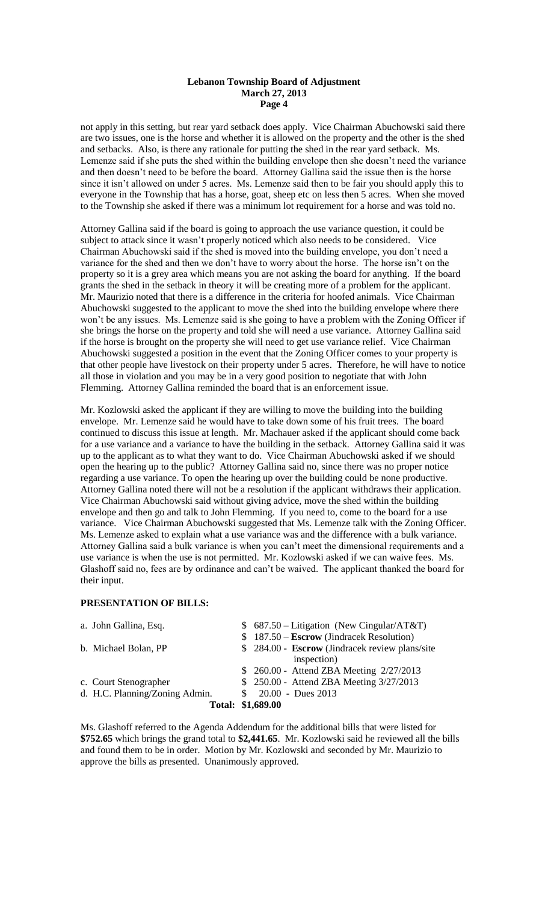not apply in this setting, but rear yard setback does apply. Vice Chairman Abuchowski said there are two issues, one is the horse and whether it is allowed on the property and the other is the shed and setbacks. Also, is there any rationale for putting the shed in the rear yard setback. Ms. Lemenze said if she puts the shed within the building envelope then she doesn't need the variance and then doesn't need to be before the board. Attorney Gallina said the issue then is the horse since it isn't allowed on under 5 acres. Ms. Lemenze said then to be fair you should apply this to everyone in the Township that has a horse, goat, sheep etc on less then 5 acres. When she moved to the Township she asked if there was a minimum lot requirement for a horse and was told no.

Attorney Gallina said if the board is going to approach the use variance question, it could be subject to attack since it wasn't properly noticed which also needs to be considered. Vice Chairman Abuchowski said if the shed is moved into the building envelope, you don't need a variance for the shed and then we don't have to worry about the horse. The horse isn't on the property so it is a grey area which means you are not asking the board for anything. If the board grants the shed in the setback in theory it will be creating more of a problem for the applicant. Mr. Maurizio noted that there is a difference in the criteria for hoofed animals. Vice Chairman Abuchowski suggested to the applicant to move the shed into the building envelope where there won't be any issues. Ms. Lemenze said is she going to have a problem with the Zoning Officer if she brings the horse on the property and told she will need a use variance. Attorney Gallina said if the horse is brought on the property she will need to get use variance relief. Vice Chairman Abuchowski suggested a position in the event that the Zoning Officer comes to your property is that other people have livestock on their property under 5 acres. Therefore, he will have to notice all those in violation and you may be in a very good position to negotiate that with John Flemming. Attorney Gallina reminded the board that is an enforcement issue.

Mr. Kozlowski asked the applicant if they are willing to move the building into the building envelope. Mr. Lemenze said he would have to take down some of his fruit trees. The board continued to discuss this issue at length. Mr. Machauer asked if the applicant should come back for a use variance and a variance to have the building in the setback. Attorney Gallina said it was up to the applicant as to what they want to do. Vice Chairman Abuchowski asked if we should open the hearing up to the public? Attorney Gallina said no, since there was no proper notice regarding a use variance. To open the hearing up over the building could be none productive. Attorney Gallina noted there will not be a resolution if the applicant withdraws their application. Vice Chairman Abuchowski said without giving advice, move the shed within the building envelope and then go and talk to John Flemming. If you need to, come to the board for a use variance. Vice Chairman Abuchowski suggested that Ms. Lemenze talk with the Zoning Officer. Ms. Lemenze asked to explain what a use variance was and the difference with a bulk variance. Attorney Gallina said a bulk variance is when you can't meet the dimensional requirements and a use variance is when the use is not permitted. Mr. Kozlowski asked if we can waive fees. Ms. Glashoff said no, fees are by ordinance and can't be waived. The applicant thanked the board for their input.

## PRESENTATION OF BILLS:

| | |
|---|---|
| a. John Gallina, Esq. | \$ 687.50 – Litigation (New Cingular/AT&T) |
| | \$ 187.50 – **Escrow** (Jindracek Resolution) |
| b. Michael Bolan, PP | \$ 284.00 - **Escrow** (Jindracek review plans/site inspection) |
| | \$ 260.00 - Attend ZBA Meeting 2/27/2013 |
| c. Court Stenographer | \$ 250.00 - Attend ZBA Meeting 3/27/2013 |
| d. H.C. Planning/Zoning Admin. | \$ 20.00 - Dues 2013 |
| **Total:** | **\$1,689.00** |

Ms. Glashoff referred to the Agenda Addendum for the additional bills that were listed for **\$752.65** which brings the grand total to **\$2,441.65**. Mr. Kozlowski said he reviewed all the bills and found them to be in order. Motion by Mr. Kozlowski and seconded by Mr. Maurizio to approve the bills as presented. Unanimously approved.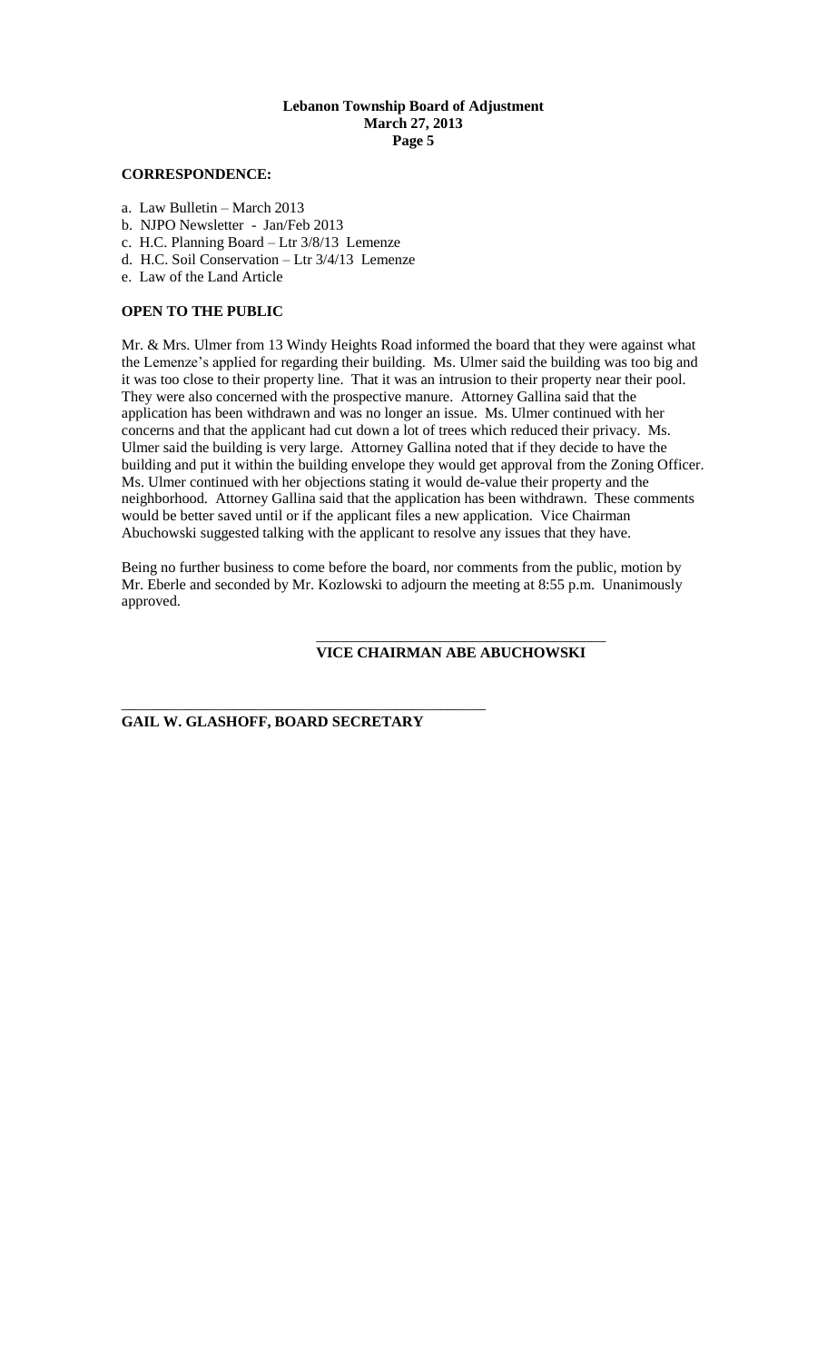**CORRESPONDENCE:**

a. Law Bulletin – March 2013
b. NJPO Newsletter - Jan/Feb 2013
c. H.C. Planning Board – Ltr 3/8/13 Lemenze
d. H.C. Soil Conservation – Ltr 3/4/13 Lemenze
e. Law of the Land Article

**OPEN TO THE PUBLIC**

Mr. & Mrs. Ulmer from 13 Windy Heights Road informed the board that they were against what the Lemenze's applied for regarding their building. Ms. Ulmer said the building was too big and it was too close to their property line. That it was an intrusion to their property near their pool. They were also concerned with the prospective manure. Attorney Gallina said that the application has been withdrawn and was no longer an issue. Ms. Ulmer continued with her concerns and that the applicant had cut down a lot of trees which reduced their privacy. Ms. Ulmer said the building is very large. Attorney Gallina noted that if they decide to have the building and put it within the building envelope they would get approval from the Zoning Officer. Ms. Ulmer continued with her objections stating it would de-value their property and the neighborhood. Attorney Gallina said that the application has been withdrawn. These comments would be better saved until or if the applicant files a new application. Vice Chairman Abuchowski suggested talking with the applicant to resolve any issues that they have.

Being no further business to come before the board, nor comments from the public, motion by Mr. Eberle and seconded by Mr. Kozlowski to adjourn the meeting at 8:55 p.m. Unanimously approved.

\_\_\_\_\_\_\_\_\_\_\_\_\_\_\_\_\_\_\_\_\_\_\_\_\_\_\_\_\_\_\_\_\_\_\_\_\_\_
**VICE CHAIRMAN ABE ABUCHOWSKI**

\_\_\_\_\_\_\_\_\_\_\_\_\_\_\_\_\_\_\_\_\_\_\_\_\_\_\_\_\_\_\_\_\_\_\_\_\_\_\_\_\_\_\_\_\_\_
**GAIL W. GLASHOFF, BOARD SECRETARY**